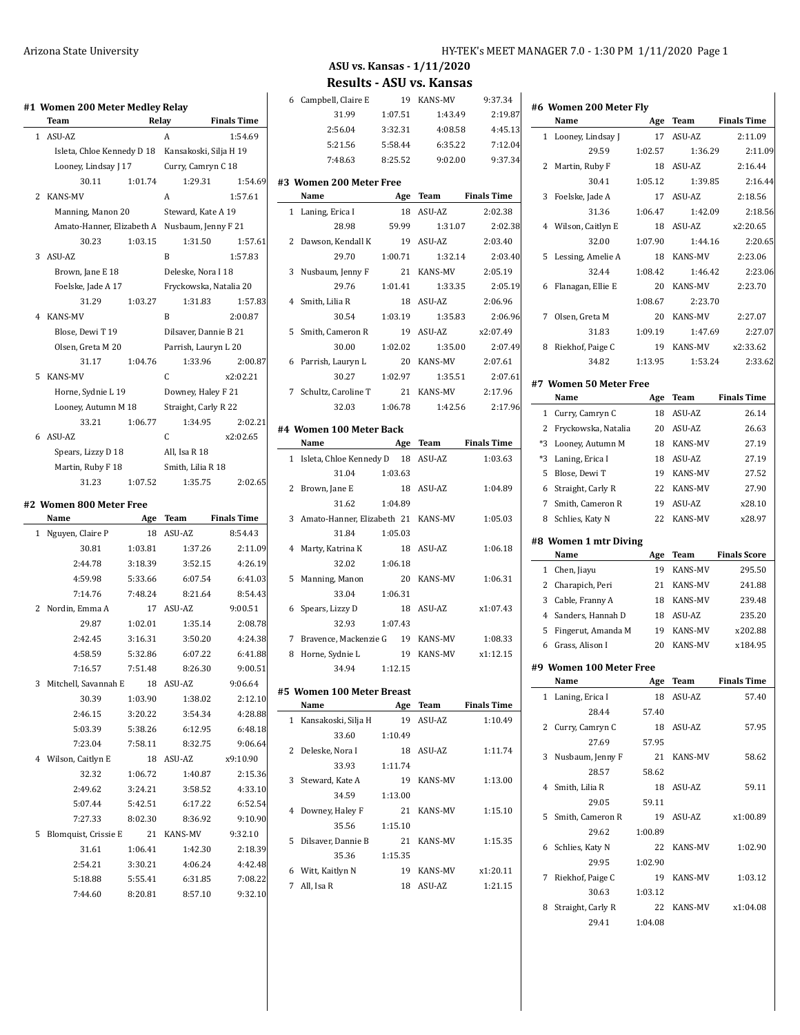# ASU vs. Kansas - 1/11/2020

## Results - ASU vs. Kansas

### #1 Women 200 Meter Medley Relay

| | Team | Relay | Finals Time |
|---|---|---|---|
| 1 | ASU-AZ | A | 1:54.69 |
| | Isleta, Chloe Kennedy D 18 | Kansakoski, Silja H 19 | |
| | Looney, Lindsay J 17 | Curry, Camryn C 18 | |
| | 30.11 1:01.74 | 1:29.31 | 1:54.69 |
| 2 | KANS-MV | A | 1:57.61 |
| | Manning, Manon 20 | Steward, Kate A 19 | |
| | Amato-Hanner, Elizabeth A | Nusbaum, Jenny F 21 | |
| | 30.23 1:03.15 | 1:31.50 | 1:57.61 |
| 3 | ASU-AZ | B | 1:57.83 |
| | Brown, Jane E 18 | Deleske, Nora I 18 | |
| | Foelske, Jade A 17 | Fryckowska, Natalia 20 | |
| | 31.29 1:03.27 | 1:31.83 | 1:57.83 |
| 4 | KANS-MV | B | 2:00.87 |
| | Blose, Dewi T 19 | Dilsaver, Dannie B 21 | |
| | Olsen, Greta M 20 | Parrish, Lauryn L 20 | |
| | 31.17 1:04.76 | 1:33.96 | 2:00.87 |
| 5 | KANS-MV | C | x2:02.21 |
| | Horne, Sydnie L 19 | Downey, Haley F 21 | |
| | Looney, Autumn M 18 | Straight, Carly R 22 | |
| | 33.21 1:06.77 | 1:34.95 | 2:02.21 |
| 6 | ASU-AZ | C | x2:02.65 |
| | Spears, Lizzy D 18 | All, Isa R 18 | |
| | Martin, Ruby F 18 | Smith, Lilia R 18 | |
| | 31.23 1:07.52 | 1:35.75 | 2:02.65 |

### #2 Women 800 Meter Free

| | Name | Age | Team | Finals Time |
|---|---|---|---|---|
| 1 | Nguyen, Claire P | 18 | ASU-AZ | 8:54.43 |
| | 30.81 | 1:03.81 | 1:37.26 | 2:11.09 |
| | 2:44.78 | 3:18.39 | 3:52.15 | 4:26.19 |
| | 4:59.98 | 5:33.66 | 6:07.54 | 6:41.03 |
| | 7:14.76 | 7:48.24 | 8:21.64 | 8:54.43 |
| 2 | Nordin, Emma A | 17 | ASU-AZ | 9:00.51 |
| | 29.87 | 1:02.01 | 1:35.14 | 2:08.78 |
| | 2:42.45 | 3:16.31 | 3:50.20 | 4:24.38 |
| | 4:58.59 | 5:32.86 | 6:07.22 | 6:41.88 |
| | 7:16.57 | 7:51.48 | 8:26.30 | 9:00.51 |
| 3 | Mitchell, Savannah E | 18 | ASU-AZ | 9:06.64 |
| | 30.39 | 1:03.90 | 1:38.02 | 2:12.10 |
| | 2:46.15 | 3:20.22 | 3:54.34 | 4:28.88 |
| | 5:03.39 | 5:38.26 | 6:12.95 | 6:48.18 |
| | 7:23.04 | 7:58.11 | 8:32.75 | 9:06.64 |
| 4 | Wilson, Caitlyn E | 18 | ASU-AZ | x9:10.90 |
| | 32.32 | 1:06.72 | 1:40.87 | 2:15.36 |
| | 2:49.62 | 3:24.21 | 3:58.52 | 4:33.10 |
| | 5:07.44 | 5:42.51 | 6:17.22 | 6:52.54 |
| | 7:27.33 | 8:02.30 | 8:36.92 | 9:10.90 |
| 5 | Blomquist, Crissie E | 21 | KANS-MV | 9:32.10 |
| | 31.61 | 1:06.41 | 1:42.30 | 2:18.39 |
| | 2:54.21 | 3:30.21 | 4:06.24 | 4:42.48 |
| | 5:18.88 | 5:55.41 | 6:31.85 | 7:08.22 |
| | 7:44.60 | 8:20.81 | 8:57.10 | 9:32.10 |
| 6 | Campbell, Claire E | 19 | KANS-MV | 9:37.34 |
| | 31.99 | 1:07.51 | 1:43.49 | 2:19.87 |
| | 2:56.04 | 3:32.31 | 4:08.58 | 4:45.13 |
| | 5:21.56 | 5:58.44 | 6:35.22 | 7:12.04 |
| | 7:48.63 | 8:25.52 | 9:02.00 | 9:37.34 |

### #3 Women 200 Meter Free

| | Name | Age | Team | Finals Time |
|---|---|---|---|---|
| 1 | Laning, Erica I | 18 | ASU-AZ | 2:02.38 |
| | 28.98 | 59.99 | 1:31.07 | 2:02.38 |
| 2 | Dawson, Kendall K | 19 | ASU-AZ | 2:03.40 |
| | 29.70 | 1:00.71 | 1:32.14 | 2:03.40 |
| 3 | Nusbaum, Jenny F | 21 | KANS-MV | 2:05.19 |
| | 29.76 | 1:01.41 | 1:33.35 | 2:05.19 |
| 4 | Smith, Lilia R | 18 | ASU-AZ | 2:06.96 |
| | 30.54 | 1:03.19 | 1:35.83 | 2:06.96 |
| 5 | Smith, Cameron R | 19 | ASU-AZ | x2:07.49 |
| | 30.00 | 1:02.02 | 1:35.00 | 2:07.49 |
| 6 | Parrish, Lauryn L | 20 | KANS-MV | 2:07.61 |
| | 30.27 | 1:02.97 | 1:35.51 | 2:07.61 |
| 7 | Schultz, Caroline T | 21 | KANS-MV | 2:17.96 |
| | 32.03 | 1:06.78 | 1:42.56 | 2:17.96 |

### #4 Women 100 Meter Back

| | Name | Age | Team | Finals Time |
|---|---|---|---|---|
| 1 | Isleta, Chloe Kennedy D | 18 | ASU-AZ | 1:03.63 |
| | 31.04 | 1:03.63 | | |
| 2 | Brown, Jane E | 18 | ASU-AZ | 1:04.89 |
| | 31.62 | 1:04.89 | | |
| 3 | Amato-Hanner, Elizabeth | 21 | KANS-MV | 1:05.03 |
| | 31.84 | 1:05.03 | | |
| 4 | Marty, Katrina K | 18 | ASU-AZ | 1:06.18 |
| | 32.02 | 1:06.18 | | |
| 5 | Manning, Manon | 20 | KANS-MV | 1:06.31 |
| | 33.04 | 1:06.31 | | |
| 6 | Spears, Lizzy D | 18 | ASU-AZ | x1:07.43 |
| | 32.93 | 1:07.43 | | |
| 7 | Bravence, Mackenzie G | 19 | KANS-MV | 1:08.33 |
| 8 | Horne, Sydnie L | 19 | KANS-MV | x1:12.15 |
| | 34.94 | 1:12.15 | | |

### #5 Women 100 Meter Breast

| | Name | Age | Team | Finals Time |
|---|---|---|---|---|
| 1 | Kansakoski, Silja H | 19 | ASU-AZ | 1:10.49 |
| | 33.60 | 1:10.49 | | |
| 2 | Deleske, Nora I | 18 | ASU-AZ | 1:11.74 |
| | 33.93 | 1:11.74 | | |
| 3 | Steward, Kate A | 19 | KANS-MV | 1:13.00 |
| | 34.59 | 1:13.00 | | |
| 4 | Downey, Haley F | 21 | KANS-MV | 1:15.10 |
| | 35.56 | 1:15.10 | | |
| 5 | Dilsaver, Dannie B | 21 | KANS-MV | 1:15.35 |
| | 35.36 | 1:15.35 | | |
| 6 | Witt, Kaitlyn N | 19 | KANS-MV | x1:20.11 |
| 7 | All, Isa R | 18 | ASU-AZ | 1:21.15 |

### #6 Women 200 Meter Fly

| | Name | Age | Team | Finals Time |
|---|---|---|---|---|
| 1 | Looney, Lindsay J | 17 | ASU-AZ | 2:11.09 |
| | 29.59 | 1:02.57 | 1:36.29 | 2:11.09 |
| 2 | Martin, Ruby F | 18 | ASU-AZ | 2:16.44 |
| | 30.41 | 1:05.12 | 1:39.85 | 2:16.44 |
| 3 | Foelske, Jade A | 17 | ASU-AZ | 2:18.56 |
| | 31.36 | 1:06.47 | 1:42.09 | 2:18.56 |
| 4 | Wilson, Caitlyn E | 18 | ASU-AZ | x2:20.65 |
| | 32.00 | 1:07.90 | 1:44.16 | 2:20.65 |
| 5 | Lessing, Amelie A | 18 | KANS-MV | 2:23.06 |
| | 32.44 | 1:08.42 | 1:46.42 | 2:23.06 |
| 6 | Flanagan, Ellie E | 20 | KANS-MV | 2:23.70 |
| | | 1:08.67 | 2:23.70 | |
| 7 | Olsen, Greta M | 20 | KANS-MV | 2:27.07 |
| | 31.83 | 1:09.19 | 1:47.69 | 2:27.07 |
| 8 | Riekhof, Paige C | 19 | KANS-MV | x2:33.62 |
| | 34.82 | 1:13.95 | 1:53.24 | 2:33.62 |

### #7 Women 50 Meter Free

| | Name | Age | Team | Finals Time |
|---|---|---|---|---|
| 1 | Curry, Camryn C | 18 | ASU-AZ | 26.14 |
| 2 | Fryckowska, Natalia | 20 | ASU-AZ | 26.63 |
| *3 | Looney, Autumn M | 18 | KANS-MV | 27.19 |
| *3 | Laning, Erica I | 18 | ASU-AZ | 27.19 |
| 5 | Blose, Dewi T | 19 | KANS-MV | 27.52 |
| 6 | Straight, Carly R | 22 | KANS-MV | 27.90 |
| 7 | Smith, Cameron R | 19 | ASU-AZ | x28.10 |
| 8 | Schlies, Katy N | 22 | KANS-MV | x28.97 |

### #8 Women 1 mtr Diving

| | Name | Age | Team | Finals Score |
|---|---|---|---|---|
| 1 | Chen, Jiayu | 19 | KANS-MV | 295.50 |
| 2 | Charapich, Peri | 21 | KANS-MV | 241.88 |
| 3 | Cable, Franny A | 18 | KANS-MV | 239.48 |
| 4 | Sanders, Hannah D | 18 | ASU-AZ | 235.20 |
| 5 | Fingerut, Amanda M | 19 | KANS-MV | x202.88 |
| 6 | Grass, Alison I | 20 | KANS-MV | x184.95 |

### #9 Women 100 Meter Free

| | Name | Age | Team | Finals Time |
|---|---|---|---|---|
| 1 | Laning, Erica I | 18 | ASU-AZ | 57.40 |
| | 28.44 | 57.40 | | |
| 2 | Curry, Camryn C | 18 | ASU-AZ | 57.95 |
| | 27.69 | 57.95 | | |
| 3 | Nusbaum, Jenny F | 21 | KANS-MV | 58.62 |
| | 28.57 | 58.62 | | |
| 4 | Smith, Lilia R | 18 | ASU-AZ | 59.11 |
| | 29.05 | 59.11 | | |
| 5 | Smith, Cameron R | 19 | ASU-AZ | x1:00.89 |
| | 29.62 | 1:00.89 | | |
| 6 | Schlies, Katy N | 22 | KANS-MV | 1:02.90 |
| | 29.95 | 1:02.90 | | |
| 7 | Riekhof, Paige C | 19 | KANS-MV | 1:03.12 |
| | 30.63 | 1:03.12 | | |
| 8 | Straight, Carly R | 22 | KANS-MV | x1:04.08 |
| | 29.41 | 1:04.08 | | |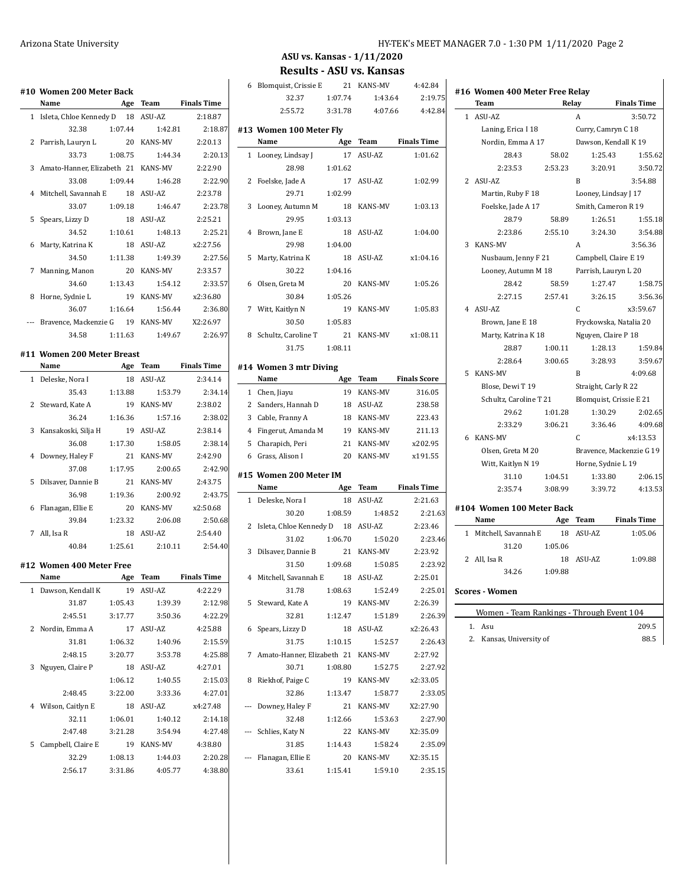## ASU vs. Kansas - 1/11/2020
## Results - ASU vs. Kansas

### #10 Women 200 Meter Back

| | Name | Age | Team | Finals Time |
|---|---|---|---|---|
| 1 | Isleta, Chloe Kennedy D | 18 | ASU-AZ | 2:18.87 |
| | 32.38 | 1:07.44 | 1:42.81 | 2:18.87 |
| 2 | Parrish, Lauryn L | 20 | KANS-MV | 2:20.13 |
| | 33.73 | 1:08.75 | 1:44.34 | 2:20.13 |
| 3 | Amato-Hanner, Elizabeth | 21 | KANS-MV | 2:22.90 |
| | 33.08 | 1:09.44 | 1:46.28 | 2:22.90 |
| 4 | Mitchell, Savannah E | 18 | ASU-AZ | 2:23.78 |
| | 33.07 | 1:09.18 | 1:46.47 | 2:23.78 |
| 5 | Spears, Lizzy D | 18 | ASU-AZ | 2:25.21 |
| | 34.52 | 1:10.61 | 1:48.13 | 2:25.21 |
| 6 | Marty, Katrina K | 18 | ASU-AZ | x2:27.56 |
| | 34.50 | 1:11.38 | 1:49.39 | 2:27.56 |
| 7 | Manning, Manon | 20 | KANS-MV | 2:33.57 |
| | 34.60 | 1:13.43 | 1:54.12 | 2:33.57 |
| 8 | Horne, Sydnie L | 19 | KANS-MV | x2:36.80 |
| | 36.07 | 1:16.64 | 1:56.44 | 2:36.80 |
| --- | Bravence, Mackenzie G | 19 | KANS-MV | X2:26.97 |
| | 34.58 | 1:11.63 | 1:49.67 | 2:26.97 |

### #11 Women 200 Meter Breast

| | Name | Age | Team | Finals Time |
|---|---|---|---|---|
| 1 | Deleske, Nora I | 18 | ASU-AZ | 2:34.14 |
| | 35.43 | 1:13.88 | 1:53.79 | 2:34.14 |
| 2 | Steward, Kate A | 19 | KANS-MV | 2:38.02 |
| | 36.24 | 1:16.36 | 1:57.16 | 2:38.02 |
| 3 | Kansakoski, Silja H | 19 | ASU-AZ | 2:38.14 |
| | 36.08 | 1:17.30 | 1:58.05 | 2:38.14 |
| 4 | Downey, Haley F | 21 | KANS-MV | 2:42.90 |
| | 37.08 | 1:17.95 | 2:00.65 | 2:42.90 |
| 5 | Dilsaver, Dannie B | 21 | KANS-MV | 2:43.75 |
| | 36.98 | 1:19.36 | 2:00.92 | 2:43.75 |
| 6 | Flanagan, Ellie E | 20 | KANS-MV | x2:50.68 |
| | 39.84 | 1:23.32 | 2:06.08 | 2:50.68 |
| 7 | All, Isa R | 18 | ASU-AZ | 2:54.40 |
| | 40.84 | 1:25.61 | 2:10.11 | 2:54.40 |

### #12 Women 400 Meter Free

| | Name | Age | Team | Finals Time |
|---|---|---|---|---|
| 1 | Dawson, Kendall K | 19 | ASU-AZ | 4:22.29 |
| | 31.87 | 1:05.43 | 1:39.39 | 2:12.98 |
| | 2:45.51 | 3:17.77 | 3:50.36 | 4:22.29 |
| 2 | Nordin, Emma A | 17 | ASU-AZ | 4:25.88 |
| | 31.81 | 1:06.32 | 1:40.96 | 2:15.59 |
| | 2:48.15 | 3:20.77 | 3:53.78 | 4:25.88 |
| 3 | Nguyen, Claire P | 18 | ASU-AZ | 4:27.01 |
| | | 1:06.12 | 1:40.55 | 2:15.03 |
| | 2:48.45 | 3:22.00 | 3:33.36 | 4:27.01 |
| 4 | Wilson, Caitlyn E | 18 | ASU-AZ | x4:27.48 |
| | 32.11 | 1:06.01 | 1:40.12 | 2:14.18 |
| | 2:47.48 | 3:21.28 | 3:54.94 | 4:27.48 |
| 5 | Campbell, Claire E | 19 | KANS-MV | 4:38.80 |
| | 32.29 | 1:08.13 | 1:44.03 | 2:20.28 |
| | 2:56.17 | 3:31.86 | 4:05.77 | 4:38.80 |
| 6 | Blomquist, Crissie E | 21 | KANS-MV | 4:42.84 |
| | 32.37 | 1:07.74 | 1:43.64 | 2:19.75 |
| | 2:55.72 | 3:31.78 | 4:07.66 | 4:42.84 |

### #13 Women 100 Meter Fly

| | Name | Age | Team | Finals Time |
|---|---|---|---|---|
| 1 | Looney, Lindsay J | 17 | ASU-AZ | 1:01.62 |
| | 28.98 | 1:01.62 | | |
| 2 | Foelske, Jade A | 17 | ASU-AZ | 1:02.99 |
| | 29.71 | 1:02.99 | | |
| 3 | Looney, Autumn M | 18 | KANS-MV | 1:03.13 |
| | 29.95 | 1:03.13 | | |
| 4 | Brown, Jane E | 18 | ASU-AZ | 1:04.00 |
| | 29.98 | 1:04.00 | | |
| 5 | Marty, Katrina K | 18 | ASU-AZ | x1:04.16 |
| | 30.22 | 1:04.16 | | |
| 6 | Olsen, Greta M | 20 | KANS-MV | 1:05.26 |
| | 30.84 | 1:05.26 | | |
| 7 | Witt, Kaitlyn N | 19 | KANS-MV | 1:05.83 |
| | 30.50 | 1:05.83 | | |
| 8 | Schultz, Caroline T | 21 | KANS-MV | x1:08.11 |
| | 31.75 | 1:08.11 | | |

### #14 Women 3 mtr Diving

| | Name | Age | Team | Finals Score |
|---|---|---|---|---|
| 1 | Chen, Jiayu | 19 | KANS-MV | 316.05 |
| 2 | Sanders, Hannah D | 18 | ASU-AZ | 238.58 |
| 3 | Cable, Franny A | 18 | KANS-MV | 223.43 |
| 4 | Fingerut, Amanda M | 19 | KANS-MV | 211.13 |
| 5 | Charapich, Peri | 21 | KANS-MV | x202.95 |
| 6 | Grass, Alison I | 20 | KANS-MV | x191.55 |

### #15 Women 200 Meter IM

| | Name | Age | Team | Finals Time |
|---|---|---|---|---|
| 1 | Deleske, Nora I | 18 | ASU-AZ | 2:21.63 |
| | 30.20 | 1:08.59 | 1:48.52 | 2:21.63 |
| 2 | Isleta, Chloe Kennedy D | 18 | ASU-AZ | 2:23.46 |
| | 31.02 | 1:06.70 | 1:50.20 | 2:23.46 |
| 3 | Dilsaver, Dannie B | 21 | KANS-MV | 2:23.92 |
| | 31.50 | 1:09.68 | 1:50.85 | 2:23.92 |
| 4 | Mitchell, Savannah E | 18 | ASU-AZ | 2:25.01 |
| | 31.78 | 1:08.63 | 1:52.49 | 2:25.01 |
| 5 | Steward, Kate A | 19 | KANS-MV | 2:26.39 |
| | 32.81 | 1:12.47 | 1:51.89 | 2:26.39 |
| 6 | Spears, Lizzy D | 18 | ASU-AZ | x2:26.43 |
| | 31.75 | 1:10.15 | 1:52.57 | 2:26.43 |
| 7 | Amato-Hanner, Elizabeth | 21 | KANS-MV | 2:27.92 |
| | 30.71 | 1:08.80 | 1:52.75 | 2:27.92 |
| 8 | Riekhof, Paige C | 19 | KANS-MV | x2:33.05 |
| | 32.86 | 1:13.47 | 1:58.77 | 2:33.05 |
| --- | Downey, Haley F | 21 | KANS-MV | X2:27.90 |
| | 32.48 | 1:12.66 | 1:53.63 | 2:27.90 |
| --- | Schlies, Katy N | 22 | KANS-MV | X2:35.09 |
| | 31.85 | 1:14.43 | 1:58.24 | 2:35.09 |
| --- | Flanagan, Ellie E | 20 | KANS-MV | X2:35.15 |
| | 33.61 | 1:15.41 | 1:59.10 | 2:35.15 |

### #16 Women 400 Meter Free Relay

| | Team | | Relay | Finals Time |
|---|---|---|---|---|
| 1 | ASU-AZ | | A | 3:50.72 |
| | Laning, Erica I 18 | | Curry, Camryn C 18 | |
| | Nordin, Emma A 17 | | Dawson, Kendall K 19 | |
| | 28.43 | 58.02 | 1:25.43 | 1:55.62 |
| | 2:23.53 | 2:53.23 | 3:20.91 | 3:50.72 |
| 2 | ASU-AZ | | B | 3:54.88 |
| | Martin, Ruby F 18 | | Looney, Lindsay J 17 | |
| | Foelske, Jade A 17 | | Smith, Cameron R 19 | |
| | 28.79 | 58.89 | 1:26.51 | 1:55.18 |
| | 2:23.86 | 2:55.10 | 3:24.30 | 3:54.88 |
| 3 | KANS-MV | | A | 3:56.36 |
| | Nusbaum, Jenny F 21 | | Campbell, Claire E 19 | |
| | Looney, Autumn M 18 | | Parrish, Lauryn L 20 | |
| | 28.42 | 58.59 | 1:27.47 | 1:58.75 |
| | 2:27.15 | 2:57.41 | 3:26.15 | 3:56.36 |
| 4 | ASU-AZ | | C | x3:59.67 |
| | Brown, Jane E 18 | | Fryckowska, Natalia 20 | |
| | Marty, Katrina K 18 | | Nguyen, Claire P 18 | |
| | 28.87 | 1:00.11 | 1:28.13 | 1:59.84 |
| | 2:28.64 | 3:00.65 | 3:28.93 | 3:59.67 |
| 5 | KANS-MV | | B | 4:09.68 |
| | Blose, Dewi T 19 | | Straight, Carly R 22 | |
| | Schultz, Caroline T 21 | | Blomquist, Crissie E 21 | |
| | 29.62 | 1:01.28 | 1:30.29 | 2:02.65 |
| | 2:33.29 | 3:06.21 | 3:36.46 | 4:09.68 |
| 6 | KANS-MV | | C | x4:13.53 |
| | Olsen, Greta M 20 | | Bravence, Mackenzie G 19 | |
| | Witt, Kaitlyn N 19 | | Horne, Sydnie L 19 | |
| | 31.10 | 1:04.51 | 1:33.80 | 2:06.15 |
| | 2:35.74 | 3:08.99 | 3:39.72 | 4:13.53 |

### #104 Women 100 Meter Back

| | Name | Age | Team | Finals Time |
|---|---|---|---|---|
| 1 | Mitchell, Savannah E | 18 | ASU-AZ | 1:05.06 |
| | 31.20 | 1:05.06 | | |
| 2 | All, Isa R | 18 | ASU-AZ | 1:09.88 |
| | 34.26 | 1:09.88 | | |

### Scores - Women

Women - Team Rankings - Through Event 104

| | Team | Score |
|---|---|---|
| 1. | Asu | 209.5 |
| 2. | Kansas, University of | 88.5 |